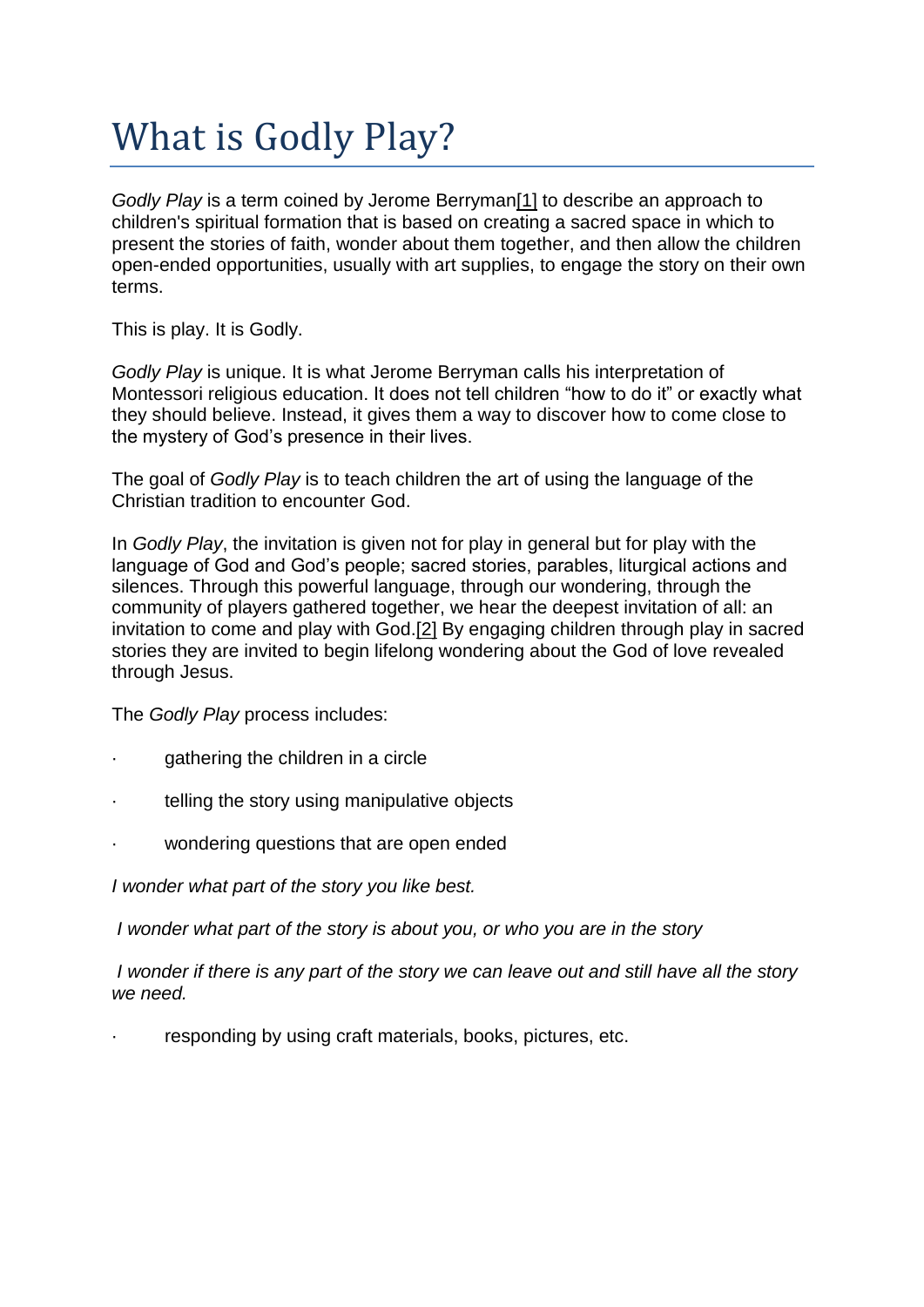# What is Godly Play?

*Godly Play* is a term coined by Jerome Berryman[1] to describe an approach to children's spiritual formation that is based on creating a sacred space in which to present the stories of faith, wonder about them together, and then allow the children open-ended opportunities, usually with art supplies, to engage the story on their own terms.

This is play. It is Godly.

*Godly Play* is unique. It is what Jerome Berryman calls his interpretation of Montessori religious education. It does not tell children "how to do it" or exactly what they should believe. Instead, it gives them a way to discover how to come close to the mystery of God's presence in their lives.

The goal of *Godly Play* is to teach children the art of using the language of the Christian tradition to encounter God.

In *Godly Play*, the invitation is given not for play in general but for play with the language of God and God's people; sacred stories, parables, liturgical actions and silences. Through this powerful language, through our wondering, through the community of players gathered together, we hear the deepest invitation of all: an invitation to come and play with God.[2] By engaging children through play in sacred stories they are invited to begin lifelong wondering about the God of love revealed through Jesus.

The *Godly Play* process includes:

- gathering the children in a circle
- telling the story using manipulative objects
- wondering questions that are open ended

*I wonder what part of the story you like best.*

*I wonder what part of the story is about you, or who you are in the story*

*I wonder if there is any part of the story we can leave out and still have all the story we need.*

- responding by using craft materials, books, pictures, etc.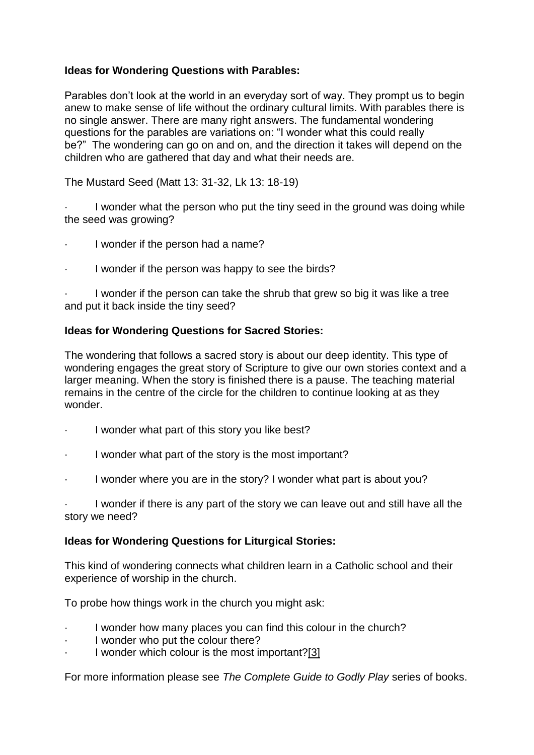**Ideas for Wondering Questions with Parables:**

Parables don't look at the world in an everyday sort of way. They prompt us to begin anew to make sense of life without the ordinary cultural limits. With parables there is no single answer. There are many right answers. The fundamental wondering questions for the parables are variations on: "I wonder what this could really be?" The wondering can go on and on, and the direction it takes will depend on the children who are gathered that day and what their needs are.

The Mustard Seed (Matt 13: 31-32, Lk 13: 18-19)

- I wonder what the person who put the tiny seed in the ground was doing while the seed was growing?
- I wonder if the person had a name?
- I wonder if the person was happy to see the birds?
- I wonder if the person can take the shrub that grew so big it was like a tree and put it back inside the tiny seed?

**Ideas for Wondering Questions for Sacred Stories:**

The wondering that follows a sacred story is about our deep identity. This type of wondering engages the great story of Scripture to give our own stories context and a larger meaning. When the story is finished there is a pause. The teaching material remains in the centre of the circle for the children to continue looking at as they wonder.

- I wonder what part of this story you like best?
- I wonder what part of the story is the most important?
- I wonder where you are in the story? I wonder what part is about you?
- I wonder if there is any part of the story we can leave out and still have all the story we need?

**Ideas for Wondering Questions for Liturgical Stories:**

This kind of wondering connects what children learn in a Catholic school and their experience of worship in the church.

To probe how things work in the church you might ask:

- I wonder how many places you can find this colour in the church?
- I wonder who put the colour there?
- I wonder which colour is the most important?[3]

For more information please see *The Complete Guide to Godly Play* series of books.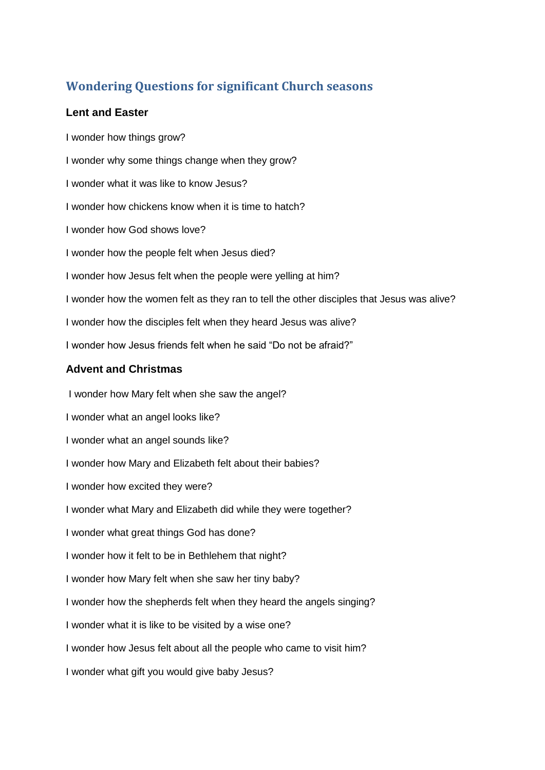## Wondering Questions for significant Church seasons

### Lent and Easter

I wonder how things grow?

I wonder why some things change when they grow?

I wonder what it was like to know Jesus?

I wonder how chickens know when it is time to hatch?

I wonder how God shows love?

I wonder how the people felt when Jesus died?

I wonder how Jesus felt when the people were yelling at him?

I wonder how the women felt as they ran to tell the other disciples that Jesus was alive?

I wonder how the disciples felt when they heard Jesus was alive?

I wonder how Jesus friends felt when he said "Do not be afraid?"

### Advent and Christmas

I wonder how Mary felt when she saw the angel?

I wonder what an angel looks like?

I wonder what an angel sounds like?

I wonder how Mary and Elizabeth felt about their babies?

I wonder how excited they were?

I wonder what Mary and Elizabeth did while they were together?

I wonder what great things God has done?

I wonder how it felt to be in Bethlehem that night?

I wonder how Mary felt when she saw her tiny baby?

I wonder how the shepherds felt when they heard the angels singing?

I wonder what it is like to be visited by a wise one?

I wonder how Jesus felt about all the people who came to visit him?

I wonder what gift you would give baby Jesus?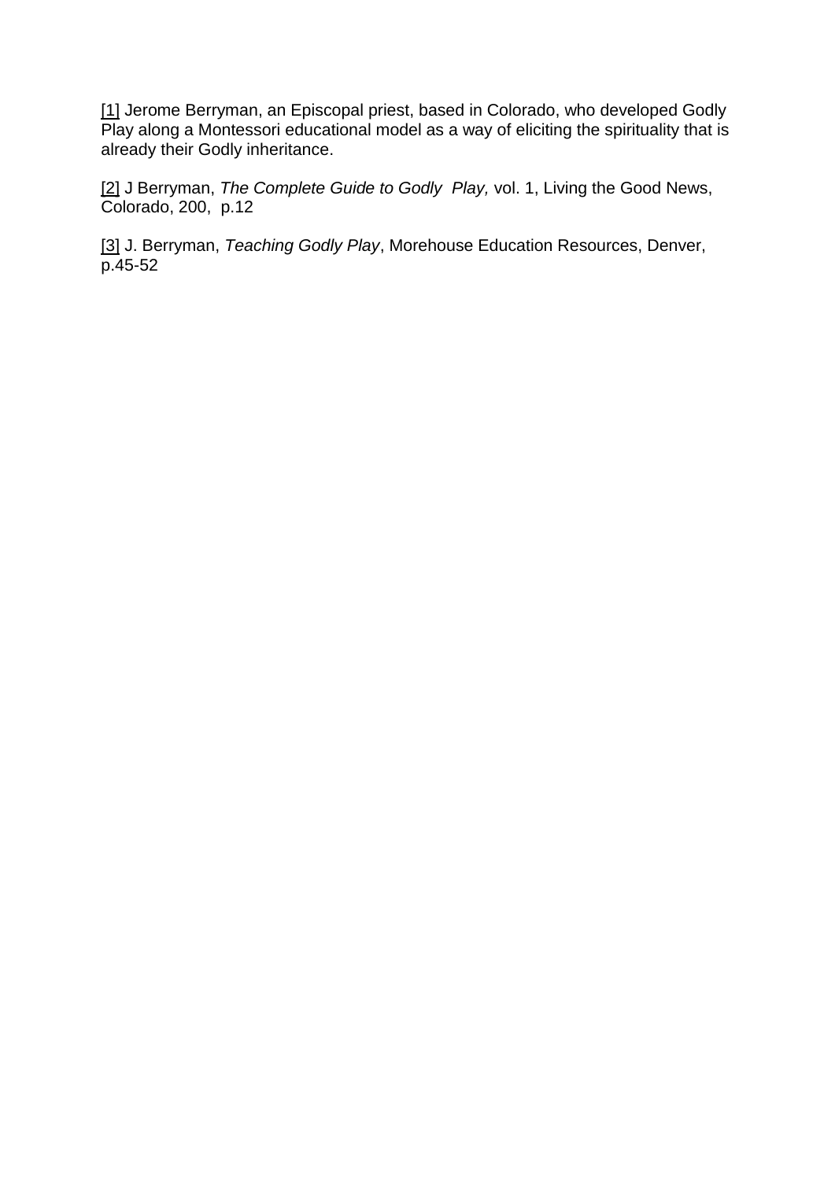[1] Jerome Berryman, an Episcopal priest, based in Colorado, who developed Godly Play along a Montessori educational model as a way of eliciting the spirituality that is already their Godly inheritance.

[2] J Berryman, *The Complete Guide to Godly Play,* vol. 1, Living the Good News, Colorado, 200, p.12

[3] J. Berryman, *Teaching Godly Play*, Morehouse Education Resources, Denver, p.45-52